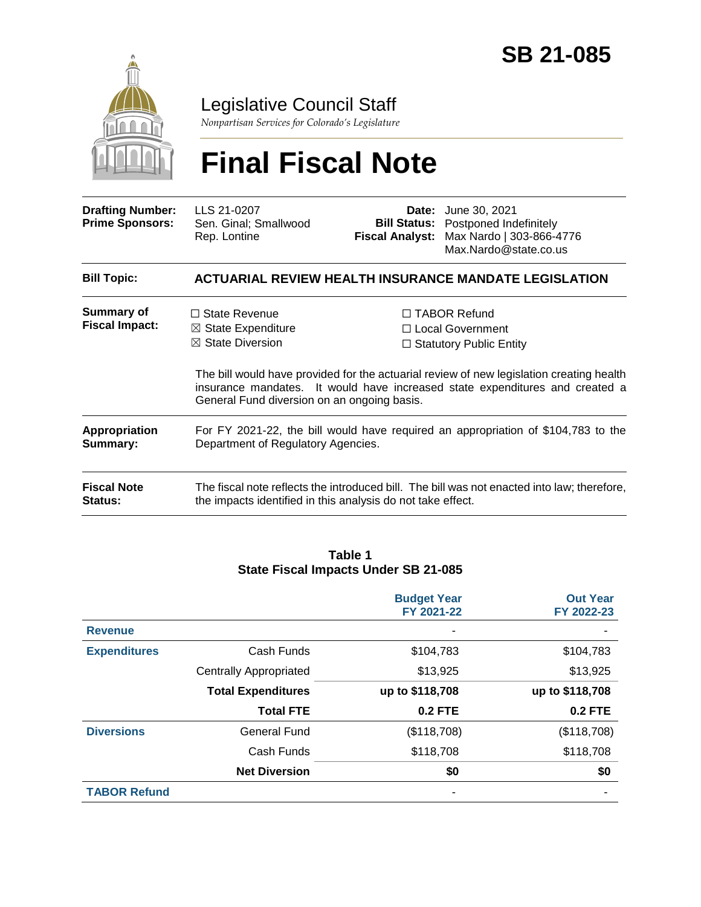# SB 21-085

## Legislative Council Staff

*Nonpartisan Services for Colorado's Legislature*

# Final Fiscal Note

| | | | |
|---|---|---|---|
| **Drafting Number:** | LLS 21-0207 | **Date:** | June 30, 2021 |
| **Prime Sponsors:** | Sen. Ginal; Smallwood<br>Rep. Lontine | **Bill Status:** | Postponed Indefinitely |
| | | **Fiscal Analyst:** | Max Nardo \| 303-866-4776<br>Max.Nardo@state.co.us |

**Bill Topic:** **ACTUARIAL REVIEW HEALTH INSURANCE MANDATE LEGISLATION**

**Summary of Fiscal Impact:**

☐ State Revenue
☒ State Expenditure
☒ State Diversion
☐ TABOR Refund
☐ Local Government
☐ Statutory Public Entity

The bill would have provided for the actuarial review of new legislation creating health insurance mandates. It would have increased state expenditures and created a General Fund diversion on an ongoing basis.

**Appropriation Summary:** For FY 2021-22, the bill would have required an appropriation of $104,783 to the Department of Regulatory Agencies.

**Fiscal Note Status:** The fiscal note reflects the introduced bill. The bill was not enacted into law; therefore, the impacts identified in this analysis do not take effect.

**Table 1**
**State Fiscal Impacts Under SB 21-085**

| | | Budget Year FY 2021-22 | Out Year FY 2022-23 |
|---|---|---|---|
| **Revenue** | | - | - |
| **Expenditures** | Cash Funds | $104,783 | $104,783 |
| | Centrally Appropriated | $13,925 | $13,925 |
| | **Total Expenditures** | **up to $118,708** | **up to $118,708** |
| | **Total FTE** | **0.2 FTE** | **0.2 FTE** |
| **Diversions** | General Fund | ($118,708) | ($118,708) |
| | Cash Funds | $118,708 | $118,708 |
| | **Net Diversion** | **$0** | **$0** |
| **TABOR Refund** | | - | - |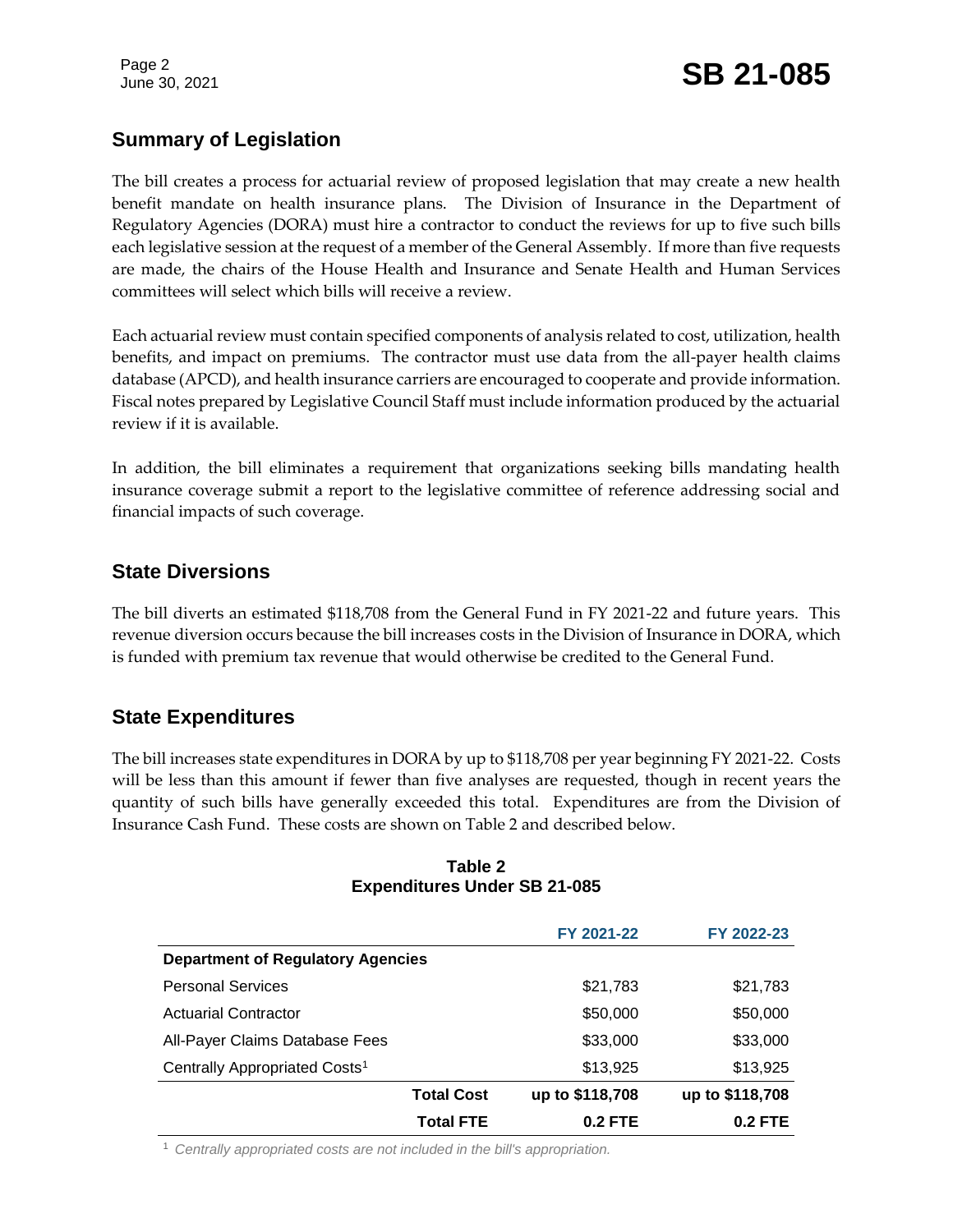## Summary of Legislation

The bill creates a process for actuarial review of proposed legislation that may create a new health benefit mandate on health insurance plans. The Division of Insurance in the Department of Regulatory Agencies (DORA) must hire a contractor to conduct the reviews for up to five such bills each legislative session at the request of a member of the General Assembly. If more than five requests are made, the chairs of the House Health and Insurance and Senate Health and Human Services committees will select which bills will receive a review.

Each actuarial review must contain specified components of analysis related to cost, utilization, health benefits, and impact on premiums. The contractor must use data from the all-payer health claims database (APCD), and health insurance carriers are encouraged to cooperate and provide information. Fiscal notes prepared by Legislative Council Staff must include information produced by the actuarial review if it is available.

In addition, the bill eliminates a requirement that organizations seeking bills mandating health insurance coverage submit a report to the legislative committee of reference addressing social and financial impacts of such coverage.

## State Diversions

The bill diverts an estimated $118,708 from the General Fund in FY 2021-22 and future years. This revenue diversion occurs because the bill increases costs in the Division of Insurance in DORA, which is funded with premium tax revenue that would otherwise be credited to the General Fund.

## State Expenditures

The bill increases state expenditures in DORA by up to $118,708 per year beginning FY 2021-22. Costs will be less than this amount if fewer than five analyses are requested, though in recent years the quantity of such bills have generally exceeded this total. Expenditures are from the Division of Insurance Cash Fund. These costs are shown on Table 2 and described below.

**Table 2**
**Expenditures Under SB 21-085**

| | FY 2021-22 | FY 2022-23 |
|---|---|---|
| **Department of Regulatory Agencies** | | |
| Personal Services | $21,783 | $21,783 |
| Actuarial Contractor | $50,000 | $50,000 |
| All-Payer Claims Database Fees | $33,000 | $33,000 |
| Centrally Appropriated Costs[1] | $13,925 | $13,925 |
| **Total Cost** | **up to $118,708** | **up to $118,708** |
| **Total FTE** | **0.2 FTE** | **0.2 FTE** |

[1] *Centrally appropriated costs are not included in the bill's appropriation.*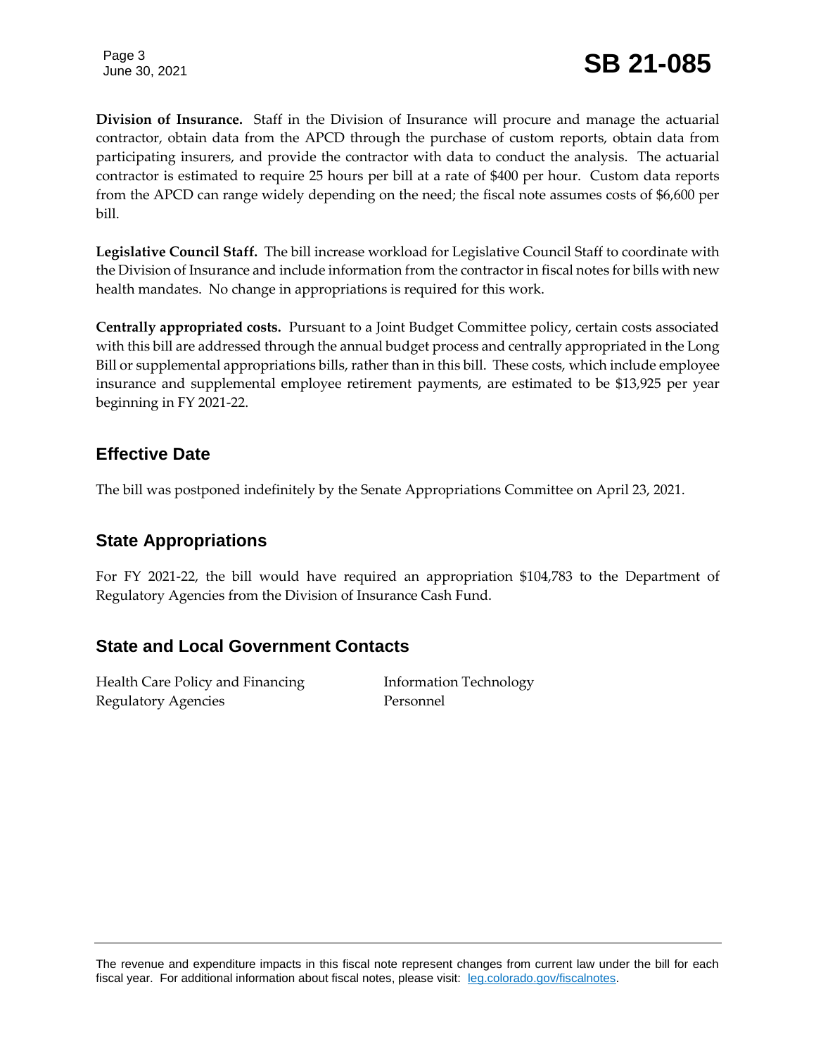**Division of Insurance.** Staff in the Division of Insurance will procure and manage the actuarial contractor, obtain data from the APCD through the purchase of custom reports, obtain data from participating insurers, and provide the contractor with data to conduct the analysis. The actuarial contractor is estimated to require 25 hours per bill at a rate of $400 per hour. Custom data reports from the APCD can range widely depending on the need; the fiscal note assumes costs of $6,600 per bill.

**Legislative Council Staff.** The bill increase workload for Legislative Council Staff to coordinate with the Division of Insurance and include information from the contractor in fiscal notes for bills with new health mandates. No change in appropriations is required for this work.

**Centrally appropriated costs.** Pursuant to a Joint Budget Committee policy, certain costs associated with this bill are addressed through the annual budget process and centrally appropriated in the Long Bill or supplemental appropriations bills, rather than in this bill. These costs, which include employee insurance and supplemental employee retirement payments, are estimated to be $13,925 per year beginning in FY 2021-22.

## Effective Date

The bill was postponed indefinitely by the Senate Appropriations Committee on April 23, 2021.

## State Appropriations

For FY 2021-22, the bill would have required an appropriation $104,783 to the Department of Regulatory Agencies from the Division of Insurance Cash Fund.

## State and Local Government Contacts

Health Care Policy and Financing
Regulatory Agencies
Information Technology
Personnel

The revenue and expenditure impacts in this fiscal note represent changes from current law under the bill for each fiscal year. For additional information about fiscal notes, please visit: leg.colorado.gov/fiscalnotes.